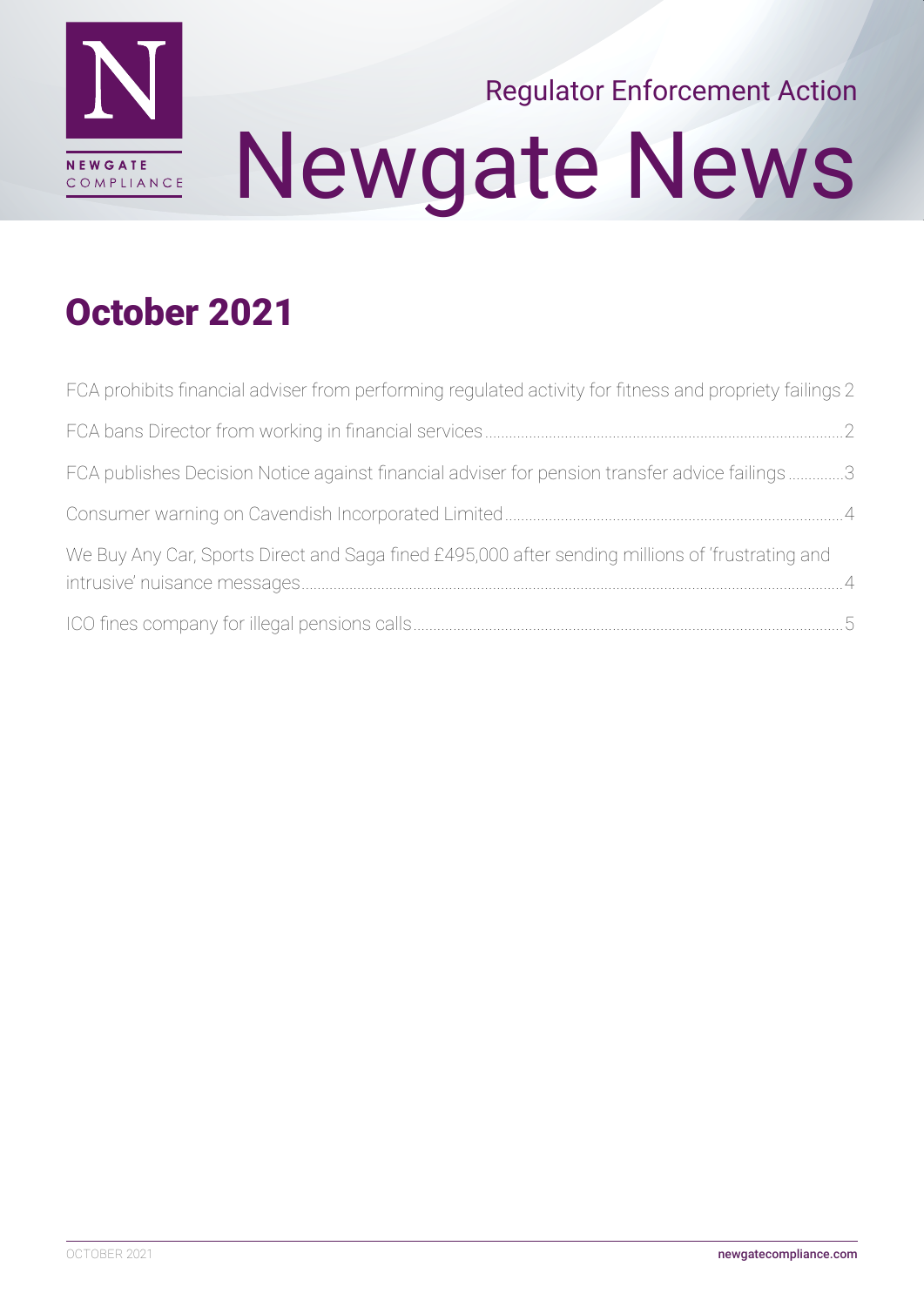Regulator Enforcement Action

# Newgate News

## October 2021

- FCA prohibits financial adviser from performing regulated activity for fitness and propriety failings 2
- FCA bans Director from working in financial services 2
- FCA publishes Decision Notice against financial adviser for pension transfer advice failings 3
- Consumer warning on Cavendish Incorporated Limited 4
- We Buy Any Car, Sports Direct and Saga fined £495,000 after sending millions of 'frustrating and intrusive' nuisance messages 4
- ICO fines company for illegal pensions calls 5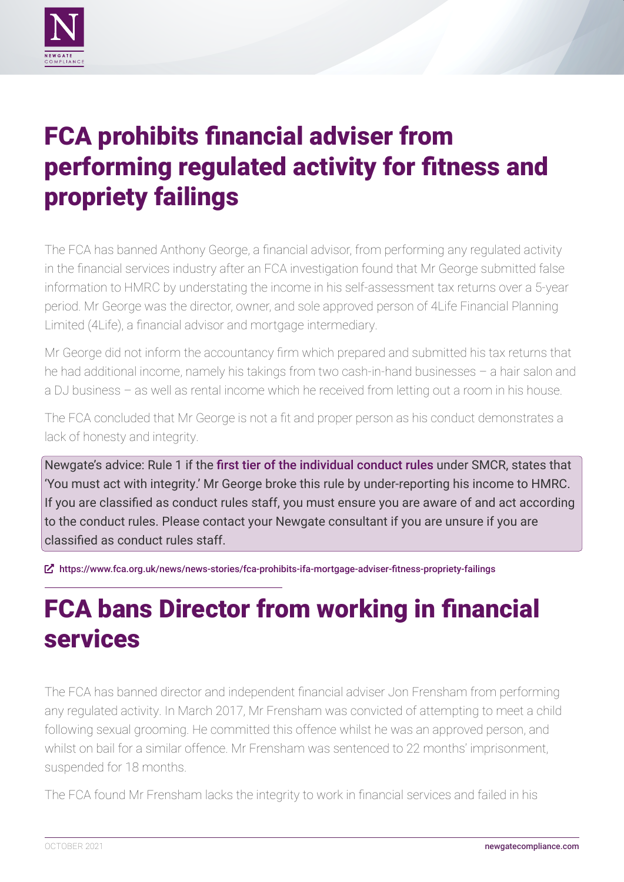# FCA prohibits financial adviser from performing regulated activity for fitness and propriety failings

The FCA has banned Anthony George, a financial advisor, from performing any regulated activity in the financial services industry after an FCA investigation found that Mr George submitted false information to HMRC by understating the income in his self-assessment tax returns over a 5-year period. Mr George was the director, owner, and sole approved person of 4Life Financial Planning Limited (4Life), a financial advisor and mortgage intermediary.

Mr George did not inform the accountancy firm which prepared and submitted his tax returns that he had additional income, namely his takings from two cash-in-hand businesses – a hair salon and a DJ business – as well as rental income which he received from letting out a room in his house.

The FCA concluded that Mr George is not a fit and proper person as his conduct demonstrates a lack of honesty and integrity.

Newgate's advice: Rule 1 if the first tier of the individual conduct rules under SMCR, states that 'You must act with integrity.' Mr George broke this rule by under-reporting his income to HMRC. If you are classified as conduct rules staff, you must ensure you are aware of and act according to the conduct rules. Please contact your Newgate consultant if you are unsure if you are classified as conduct rules staff.

https://www.fca.org.uk/news/news-stories/fca-prohibits-ifa-mortgage-adviser-fitness-propriety-failings

# FCA bans Director from working in financial services

The FCA has banned director and independent financial adviser Jon Frensham from performing any regulated activity. In March 2017, Mr Frensham was convicted of attempting to meet a child following sexual grooming. He committed this offence whilst he was an approved person, and whilst on bail for a similar offence. Mr Frensham was sentenced to 22 months' imprisonment, suspended for 18 months.

The FCA found Mr Frensham lacks the integrity to work in financial services and failed in his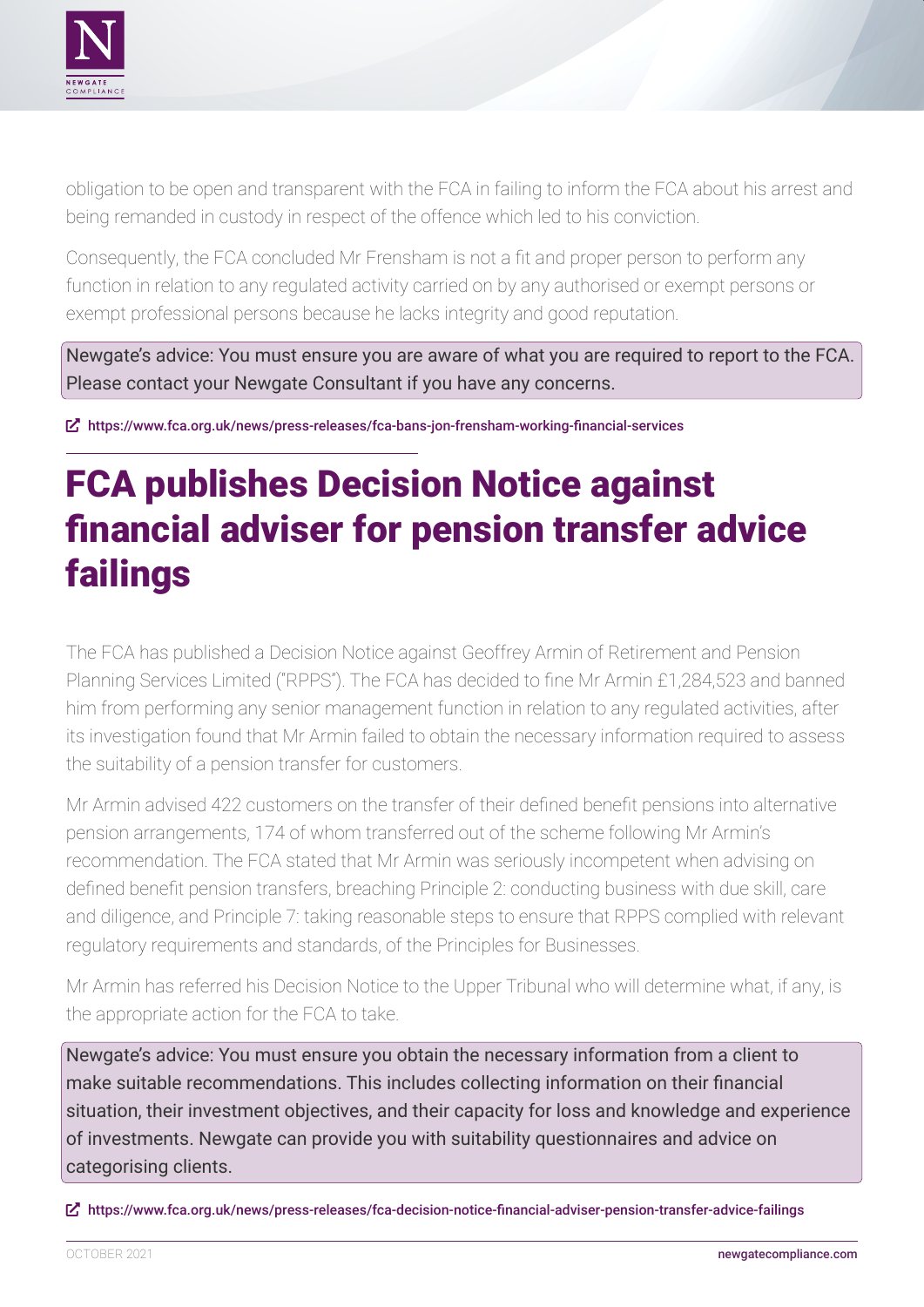obligation to be open and transparent with the FCA in failing to inform the FCA about his arrest and being remanded in custody in respect of the offence which led to his conviction.

Consequently, the FCA concluded Mr Frensham is not a fit and proper person to perform any function in relation to any regulated activity carried on by any authorised or exempt persons or exempt professional persons because he lacks integrity and good reputation.

Newgate's advice: You must ensure you are aware of what you are required to report to the FCA. Please contact your Newgate Consultant if you have any concerns.

https://www.fca.org.uk/news/press-releases/fca-bans-jon-frensham-working-financial-services

# FCA publishes Decision Notice against financial adviser for pension transfer advice failings

The FCA has published a Decision Notice against Geoffrey Armin of Retirement and Pension Planning Services Limited ("RPPS"). The FCA has decided to fine Mr Armin £1,284,523 and banned him from performing any senior management function in relation to any regulated activities, after its investigation found that Mr Armin failed to obtain the necessary information required to assess the suitability of a pension transfer for customers.

Mr Armin advised 422 customers on the transfer of their defined benefit pensions into alternative pension arrangements, 174 of whom transferred out of the scheme following Mr Armin's recommendation. The FCA stated that Mr Armin was seriously incompetent when advising on defined benefit pension transfers, breaching Principle 2: conducting business with due skill, care and diligence, and Principle 7: taking reasonable steps to ensure that RPPS complied with relevant regulatory requirements and standards, of the Principles for Businesses.

Mr Armin has referred his Decision Notice to the Upper Tribunal who will determine what, if any, is the appropriate action for the FCA to take.

Newgate's advice: You must ensure you obtain the necessary information from a client to make suitable recommendations. This includes collecting information on their financial situation, their investment objectives, and their capacity for loss and knowledge and experience of investments. Newgate can provide you with suitability questionnaires and advice on categorising clients.

https://www.fca.org.uk/news/press-releases/fca-decision-notice-financial-adviser-pension-transfer-advice-failings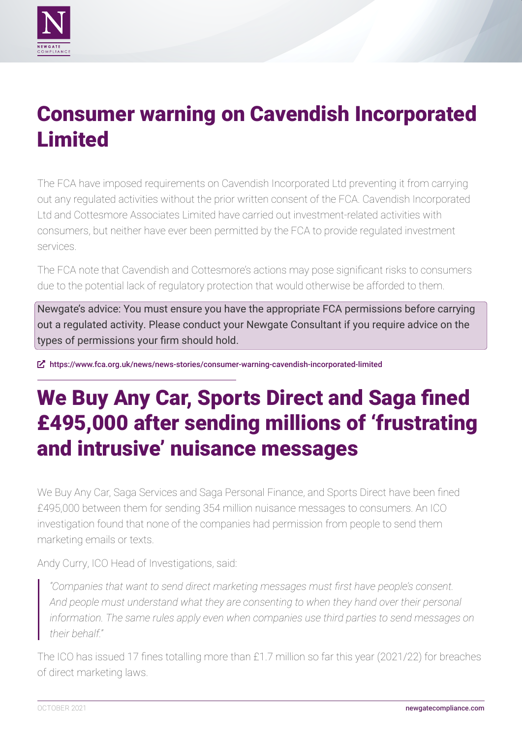# Consumer warning on Cavendish Incorporated Limited

The FCA have imposed requirements on Cavendish Incorporated Ltd preventing it from carrying out any regulated activities without the prior written consent of the FCA. Cavendish Incorporated Ltd and Cottesmore Associates Limited have carried out investment-related activities with consumers, but neither have ever been permitted by the FCA to provide regulated investment services.

The FCA note that Cavendish and Cottesmore's actions may pose significant risks to consumers due to the potential lack of regulatory protection that would otherwise be afforded to them.

> Newgate's advice: You must ensure you have the appropriate FCA permissions before carrying out a regulated activity. Please conduct your Newgate Consultant if you require advice on the types of permissions your firm should hold.

https://www.fca.org.uk/news/news-stories/consumer-warning-cavendish-incorporated-limited

---

# We Buy Any Car, Sports Direct and Saga fined £495,000 after sending millions of 'frustrating and intrusive' nuisance messages

We Buy Any Car, Saga Services and Saga Personal Finance, and Sports Direct have been fined £495,000 between them for sending 354 million nuisance messages to consumers. An ICO investigation found that none of the companies had permission from people to send them marketing emails or texts.

Andy Curry, ICO Head of Investigations, said:

> *"Companies that want to send direct marketing messages must first have people's consent. And people must understand what they are consenting to when they hand over their personal information. The same rules apply even when companies use third parties to send messages on their behalf."*

The ICO has issued 17 fines totalling more than £1.7 million so far this year (2021/22) for breaches of direct marketing laws.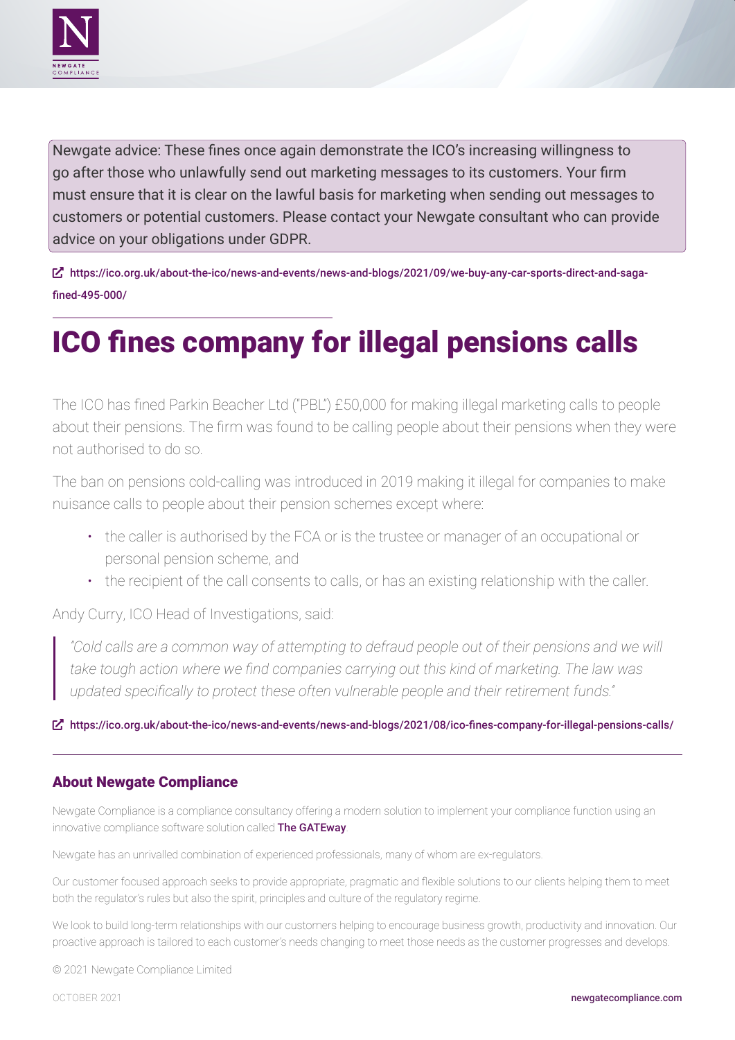Newgate advice: These fines once again demonstrate the ICO's increasing willingness to go after those who unlawfully send out marketing messages to its customers. Your firm must ensure that it is clear on the lawful basis for marketing when sending out messages to customers or potential customers. Please contact your Newgate consultant who can provide advice on your obligations under GDPR.

https://ico.org.uk/about-the-ico/news-and-events/news-and-blogs/2021/09/we-buy-any-car-sports-direct-and-saga-fined-495-000/

# ICO fines company for illegal pensions calls

The ICO has fined Parkin Beacher Ltd ("PBL") £50,000 for making illegal marketing calls to people about their pensions. The firm was found to be calling people about their pensions when they were not authorised to do so.

The ban on pensions cold-calling was introduced in 2019 making it illegal for companies to make nuisance calls to people about their pension schemes except where:

- the caller is authorised by the FCA or is the trustee or manager of an occupational or personal pension scheme, and
- the recipient of the call consents to calls, or has an existing relationship with the caller.

Andy Curry, ICO Head of Investigations, said:

> *"Cold calls are a common way of attempting to defraud people out of their pensions and we will take tough action where we find companies carrying out this kind of marketing. The law was updated specifically to protect these often vulnerable people and their retirement funds."*

https://ico.org.uk/about-the-ico/news-and-events/news-and-blogs/2021/08/ico-fines-company-for-illegal-pensions-calls/

## About Newgate Compliance

Newgate Compliance is a compliance consultancy offering a modern solution to implement your compliance function using an innovative compliance software solution called **The GATEway**.

Newgate has an unrivalled combination of experienced professionals, many of whom are ex-regulators.

Our customer focused approach seeks to provide appropriate, pragmatic and flexible solutions to our clients helping them to meet both the regulator's rules but also the spirit, principles and culture of the regulatory regime.

We look to build long-term relationships with our customers helping to encourage business growth, productivity and innovation. Our proactive approach is tailored to each customer's needs changing to meet those needs as the customer progresses and develops.

© 2021 Newgate Compliance Limited